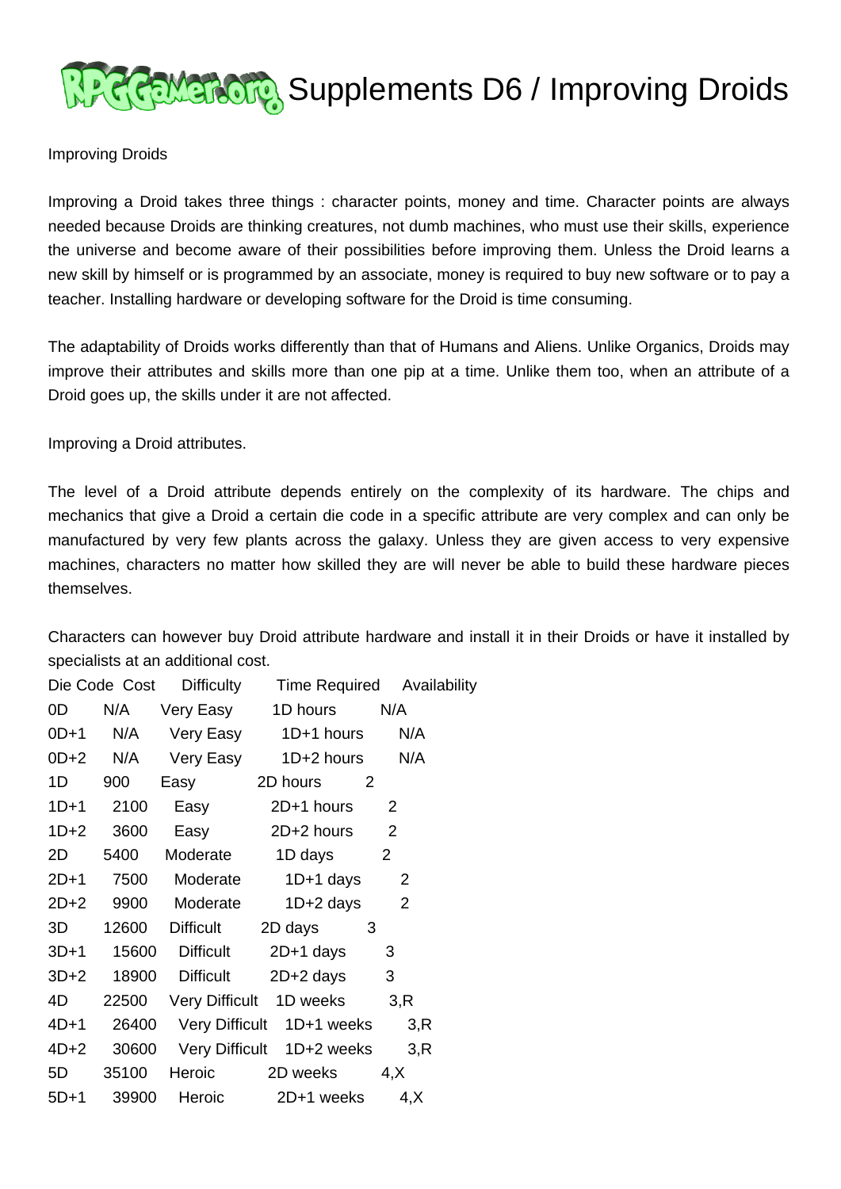# Supplements D6 / Improving Droids

Improving Droids

Improving a Droid takes three things : character points, money and time. Character points are always needed because Droids are thinking creatures, not dumb machines, who must use their skills, experience the universe and become aware of their possibilities before improving them. Unless the Droid learns a new skill by himself or is programmed by an associate, money is required to buy new software or to pay a teacher. Installing hardware or developing software for the Droid is time consuming.

The adaptability of Droids works differently than that of Humans and Aliens. Unlike Organics, Droids may improve their attributes and skills more than one pip at a time. Unlike them too, when an attribute of a Droid goes up, the skills under it are not affected.

Improving a Droid attributes.

The level of a Droid attribute depends entirely on the complexity of its hardware. The chips and mechanics that give a Droid a certain die code in a specific attribute are very complex and can only be manufactured by very few plants across the galaxy. Unless they are given access to very expensive machines, characters no matter how skilled they are will never be able to build these hardware pieces themselves.

Characters can however buy Droid attribute hardware and install it in their Droids or have it installed by specialists at an additional cost.

| Die Code | Cost | Difficulty | Time Required | Availability |
|---|---|---|---|---|
| 0D | N/A | Very Easy | 1D hours | N/A |
| 0D+1 | N/A | Very Easy | 1D+1 hours | N/A |
| 0D+2 | N/A | Very Easy | 1D+2 hours | N/A |
| 1D | 900 | Easy | 2D hours | 2 |
| 1D+1 | 2100 | Easy | 2D+1 hours | 2 |
| 1D+2 | 3600 | Easy | 2D+2 hours | 2 |
| 2D | 5400 | Moderate | 1D days | 2 |
| 2D+1 | 7500 | Moderate | 1D+1 days | 2 |
| 2D+2 | 9900 | Moderate | 1D+2 days | 2 |
| 3D | 12600 | Difficult | 2D days | 3 |
| 3D+1 | 15600 | Difficult | 2D+1 days | 3 |
| 3D+2 | 18900 | Difficult | 2D+2 days | 3 |
| 4D | 22500 | Very Difficult | 1D weeks | 3,R |
| 4D+1 | 26400 | Very Difficult | 1D+1 weeks | 3,R |
| 4D+2 | 30600 | Very Difficult | 1D+2 weeks | 3,R |
| 5D | 35100 | Heroic | 2D weeks | 4,X |
| 5D+1 | 39900 | Heroic | 2D+1 weeks | 4,X |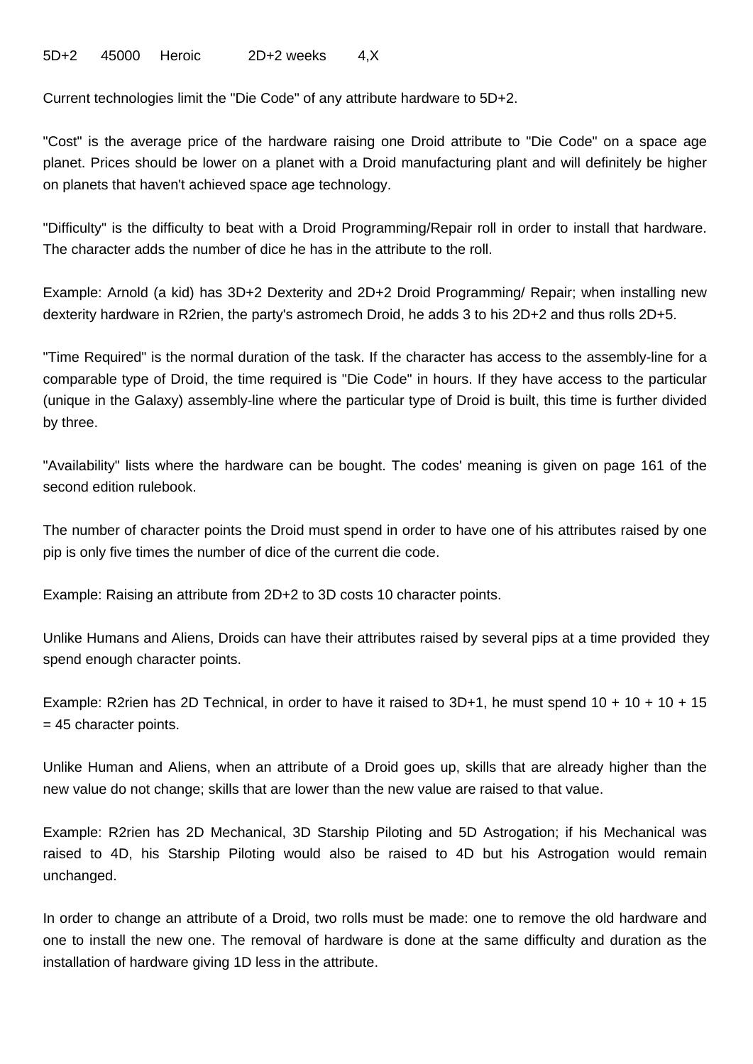| | | | | |
|---|---|---|---|---|
| 5D+2 | 45000 | Heroic | 2D+2 weeks | 4,X |

Current technologies limit the "Die Code" of any attribute hardware to 5D+2.

"Cost" is the average price of the hardware raising one Droid attribute to "Die Code" on a space age planet. Prices should be lower on a planet with a Droid manufacturing plant and will definitely be higher on planets that haven't achieved space age technology.

"Difficulty" is the difficulty to beat with a Droid Programming/Repair roll in order to install that hardware. The character adds the number of dice he has in the attribute to the roll.

Example: Arnold (a kid) has 3D+2 Dexterity and 2D+2 Droid Programming/ Repair; when installing new dexterity hardware in R2rien, the party's astromech Droid, he adds 3 to his 2D+2 and thus rolls 2D+5.

"Time Required" is the normal duration of the task. If the character has access to the assembly-line for a comparable type of Droid, the time required is "Die Code" in hours. If they have access to the particular (unique in the Galaxy) assembly-line where the particular type of Droid is built, this time is further divided by three.

"Availability" lists where the hardware can be bought. The codes' meaning is given on page 161 of the second edition rulebook.

The number of character points the Droid must spend in order to have one of his attributes raised by one pip is only five times the number of dice of the current die code.

Example: Raising an attribute from 2D+2 to 3D costs 10 character points.

Unlike Humans and Aliens, Droids can have their attributes raised by several pips at a time provided they spend enough character points.

Example: R2rien has 2D Technical, in order to have it raised to 3D+1, he must spend 10 + 10 + 10 + 15 = 45 character points.

Unlike Human and Aliens, when an attribute of a Droid goes up, skills that are already higher than the new value do not change; skills that are lower than the new value are raised to that value.

Example: R2rien has 2D Mechanical, 3D Starship Piloting and 5D Astrogation; if his Mechanical was raised to 4D, his Starship Piloting would also be raised to 4D but his Astrogation would remain unchanged.

In order to change an attribute of a Droid, two rolls must be made: one to remove the old hardware and one to install the new one. The removal of hardware is done at the same difficulty and duration as the installation of hardware giving 1D less in the attribute.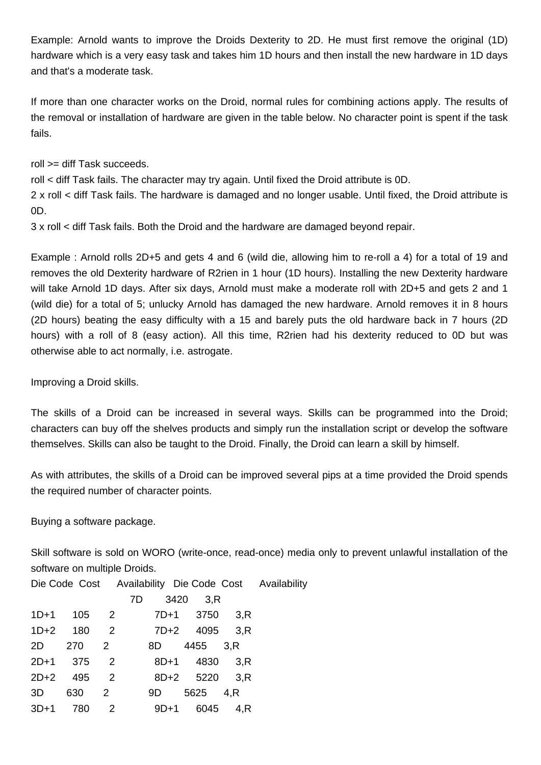Example: Arnold wants to improve the Droids Dexterity to 2D. He must first remove the original (1D) hardware which is a very easy task and takes him 1D hours and then install the new hardware in 1D days and that's a moderate task.

If more than one character works on the Droid, normal rules for combining actions apply. The results of the removal or installation of hardware are given in the table below. No character point is spent if the task fails.

roll >= diff Task succeeds.
roll < diff Task fails. The character may try again. Until fixed the Droid attribute is 0D.
2 x roll < diff Task fails. The hardware is damaged and no longer usable. Until fixed, the Droid attribute is 0D.
3 x roll < diff Task fails. Both the Droid and the hardware are damaged beyond repair.

Example : Arnold rolls 2D+5 and gets 4 and 6 (wild die, allowing him to re-roll a 4) for a total of 19 and removes the old Dexterity hardware of R2rien in 1 hour (1D hours). Installing the new Dexterity hardware will take Arnold 1D days. After six days, Arnold must make a moderate roll with 2D+5 and gets 2 and 1 (wild die) for a total of 5; unlucky Arnold has damaged the new hardware. Arnold removes it in 8 hours (2D hours) beating the easy difficulty with a 15 and barely puts the old hardware back in 7 hours (2D hours) with a roll of 8 (easy action). All this time, R2rien had his dexterity reduced to 0D but was otherwise able to act normally, i.e. astrogate.

Improving a Droid skills.

The skills of a Droid can be increased in several ways. Skills can be programmed into the Droid; characters can buy off the shelves products and simply run the installation script or develop the software themselves. Skills can also be taught to the Droid. Finally, the Droid can learn a skill by himself.

As with attributes, the skills of a Droid can be improved several pips at a time provided the Droid spends the required number of character points.

Buying a software package.

Skill software is sold on WORO (write-once, read-once) media only to prevent unlawful installation of the software on multiple Droids.

| Die Code | Cost | Availability | Die Code | Cost | Availability |
|---|---|---|---|---|---|
| | | | 7D | 3420 | 3,R |
| 1D+1 | 105 | 2 | 7D+1 | 3750 | 3,R |
| 1D+2 | 180 | 2 | 7D+2 | 4095 | 3,R |
| 2D | 270 | 2 | 8D | 4455 | 3,R |
| 2D+1 | 375 | 2 | 8D+1 | 4830 | 3,R |
| 2D+2 | 495 | 2 | 8D+2 | 5220 | 3,R |
| 3D | 630 | 2 | 9D | 5625 | 4,R |
| 3D+1 | 780 | 2 | 9D+1 | 6045 | 4,R |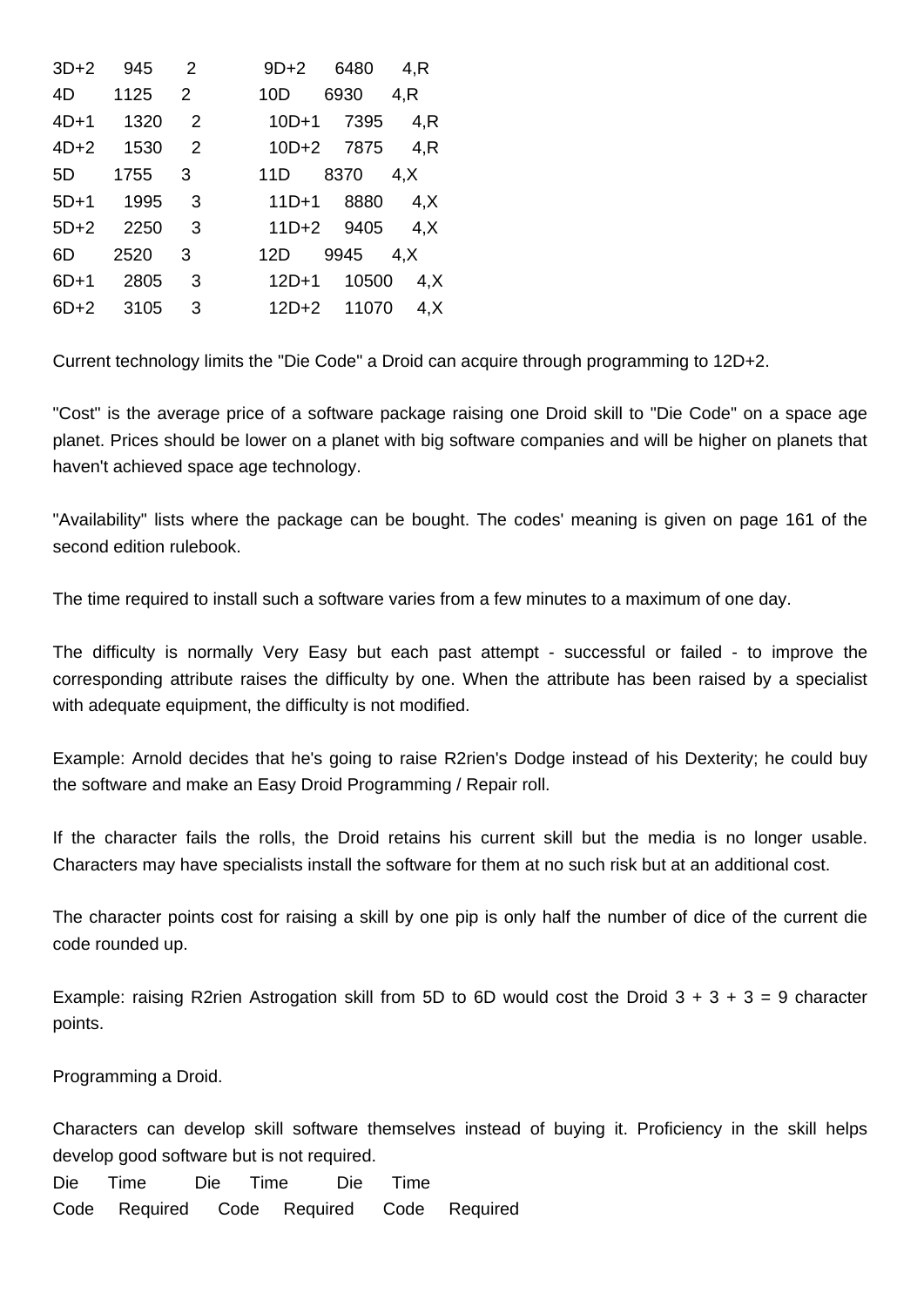| | | | | | |
|---|---|---|---|---|---|
| 3D+2 | 945 | 2 | 9D+2 | 6480 | 4,R |
| 4D | 1125 | 2 | 10D | 6930 | 4,R |
| 4D+1 | 1320 | 2 | 10D+1 | 7395 | 4,R |
| 4D+2 | 1530 | 2 | 10D+2 | 7875 | 4,R |
| 5D | 1755 | 3 | 11D | 8370 | 4,X |
| 5D+1 | 1995 | 3 | 11D+1 | 8880 | 4,X |
| 5D+2 | 2250 | 3 | 11D+2 | 9405 | 4,X |
| 6D | 2520 | 3 | 12D | 9945 | 4,X |
| 6D+1 | 2805 | 3 | 12D+1 | 10500 | 4,X |
| 6D+2 | 3105 | 3 | 12D+2 | 11070 | 4,X |

Current technology limits the "Die Code" a Droid can acquire through programming to 12D+2.

"Cost" is the average price of a software package raising one Droid skill to "Die Code" on a space age planet. Prices should be lower on a planet with big software companies and will be higher on planets that haven't achieved space age technology.

"Availability" lists where the package can be bought. The codes' meaning is given on page 161 of the second edition rulebook.

The time required to install such a software varies from a few minutes to a maximum of one day.

The difficulty is normally Very Easy but each past attempt - successful or failed - to improve the corresponding attribute raises the difficulty by one. When the attribute has been raised by a specialist with adequate equipment, the difficulty is not modified.

Example: Arnold decides that he's going to raise R2rien's Dodge instead of his Dexterity; he could buy the software and make an Easy Droid Programming / Repair roll.

If the character fails the rolls, the Droid retains his current skill but the media is no longer usable. Characters may have specialists install the software for them at no such risk but at an additional cost.

The character points cost for raising a skill by one pip is only half the number of dice of the current die code rounded up.

Example: raising R2rien Astrogation skill from 5D to 6D would cost the Droid 3 + 3 + 3 = 9 character points.

Programming a Droid.

Characters can develop skill software themselves instead of buying it. Proficiency in the skill helps develop good software but is not required.

| Die Code | Time Required | Die Code | Time Required | Die Code | Time Required |
|---|---|---|---|---|---|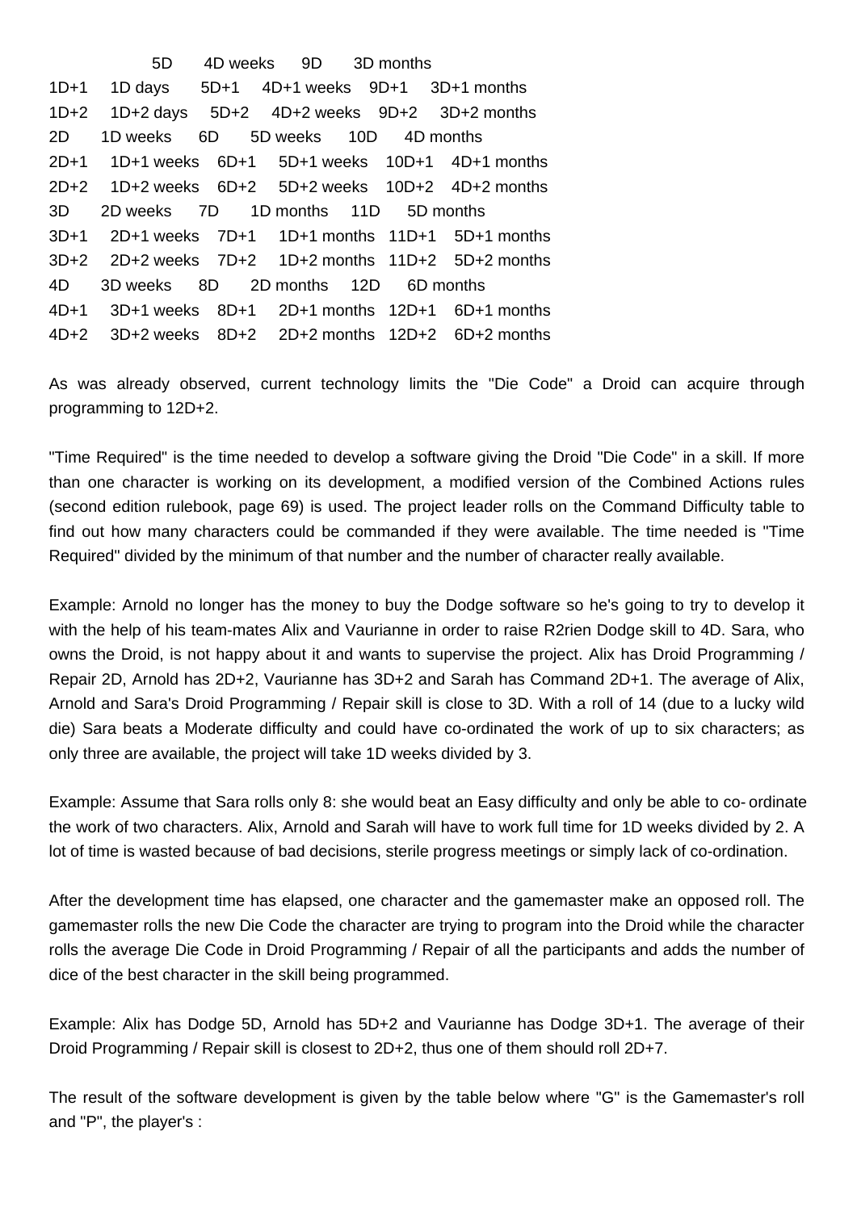| | | | | | |
|---|---|---|---|---|---|
| | | 5D | 4D weeks | 9D | 3D months |
| 1D+1 | 1D days | 5D+1 | 4D+1 weeks | 9D+1 | 3D+1 months |
| 1D+2 | 1D+2 days | 5D+2 | 4D+2 weeks | 9D+2 | 3D+2 months |
| 2D | 1D weeks | 6D | 5D weeks | 10D | 4D months |
| 2D+1 | 1D+1 weeks | 6D+1 | 5D+1 weeks | 10D+1 | 4D+1 months |
| 2D+2 | 1D+2 weeks | 6D+2 | 5D+2 weeks | 10D+2 | 4D+2 months |
| 3D | 2D weeks | 7D | 1D months | 11D | 5D months |
| 3D+1 | 2D+1 weeks | 7D+1 | 1D+1 months | 11D+1 | 5D+1 months |
| 3D+2 | 2D+2 weeks | 7D+2 | 1D+2 months | 11D+2 | 5D+2 months |
| 4D | 3D weeks | 8D | 2D months | 12D | 6D months |
| 4D+1 | 3D+1 weeks | 8D+1 | 2D+1 months | 12D+1 | 6D+1 months |
| 4D+2 | 3D+2 weeks | 8D+2 | 2D+2 months | 12D+2 | 6D+2 months |

As was already observed, current technology limits the "Die Code" a Droid can acquire through programming to 12D+2.

"Time Required" is the time needed to develop a software giving the Droid "Die Code" in a skill. If more than one character is working on its development, a modified version of the Combined Actions rules (second edition rulebook, page 69) is used. The project leader rolls on the Command Difficulty table to find out how many characters could be commanded if they were available. The time needed is "Time Required" divided by the minimum of that number and the number of character really available.

Example: Arnold no longer has the money to buy the Dodge software so he's going to try to develop it with the help of his team-mates Alix and Vaurianne in order to raise R2rien Dodge skill to 4D. Sara, who owns the Droid, is not happy about it and wants to supervise the project. Alix has Droid Programming / Repair 2D, Arnold has 2D+2, Vaurianne has 3D+2 and Sarah has Command 2D+1. The average of Alix, Arnold and Sara's Droid Programming / Repair skill is close to 3D. With a roll of 14 (due to a lucky wild die) Sara beats a Moderate difficulty and could have co-ordinated the work of up to six characters; as only three are available, the project will take 1D weeks divided by 3.

Example: Assume that Sara rolls only 8: she would beat an Easy difficulty and only be able to co-ordinate the work of two characters. Alix, Arnold and Sarah will have to work full time for 1D weeks divided by 2. A lot of time is wasted because of bad decisions, sterile progress meetings or simply lack of co-ordination.

After the development time has elapsed, one character and the gamemaster make an opposed roll. The gamemaster rolls the new Die Code the character are trying to program into the Droid while the character rolls the average Die Code in Droid Programming / Repair of all the participants and adds the number of dice of the best character in the skill being programmed.

Example: Alix has Dodge 5D, Arnold has 5D+2 and Vaurianne has Dodge 3D+1. The average of their Droid Programming / Repair skill is closest to 2D+2, thus one of them should roll 2D+7.

The result of the software development is given by the table below where "G" is the Gamemaster's roll and "P", the player's :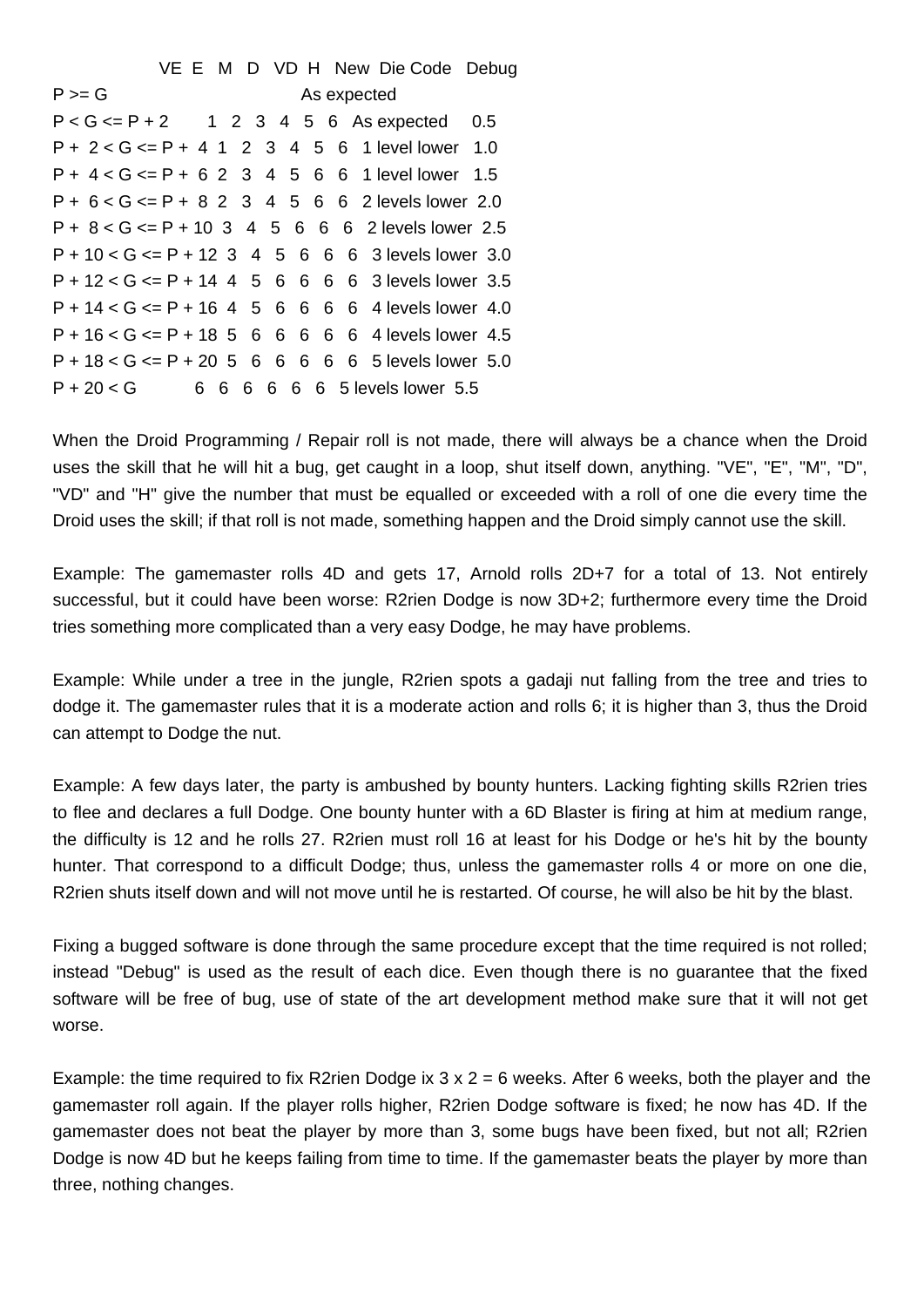| | VE | E | M | D | VD | H | New Die Code | Debug |
|---|---|---|---|---|---|---|---|---|
| P >= G | | | | | | | As expected | |
| P < G <= P + 2 | 1 | 2 | 3 | 4 | 5 | 6 | As expected | 0.5 |
| P + 2 < G <= P + 4 | 1 | 2 | 3 | 4 | 5 | 6 | 1 level lower | 1.0 |
| P + 4 < G <= P + 6 | 2 | 3 | 4 | 5 | 6 | 6 | 1 level lower | 1.5 |
| P + 6 < G <= P + 8 | 2 | 3 | 4 | 5 | 6 | 6 | 2 levels lower | 2.0 |
| P + 8 < G <= P + 10 | 3 | 4 | 5 | 6 | 6 | 6 | 2 levels lower | 2.5 |
| P + 10 < G <= P + 12 | 3 | 4 | 5 | 6 | 6 | 6 | 3 levels lower | 3.0 |
| P + 12 < G <= P + 14 | 4 | 5 | 6 | 6 | 6 | 6 | 3 levels lower | 3.5 |
| P + 14 < G <= P + 16 | 4 | 5 | 6 | 6 | 6 | 6 | 4 levels lower | 4.0 |
| P + 16 < G <= P + 18 | 5 | 6 | 6 | 6 | 6 | 6 | 4 levels lower | 4.5 |
| P + 18 < G <= P + 20 | 5 | 6 | 6 | 6 | 6 | 6 | 5 levels lower | 5.0 |
| P + 20 < G | 6 | 6 | 6 | 6 | 6 | 6 | 5 levels lower | 5.5 |

When the Droid Programming / Repair roll is not made, there will always be a chance when the Droid uses the skill that he will hit a bug, get caught in a loop, shut itself down, anything. "VE", "E", "M", "D", "VD" and "H" give the number that must be equalled or exceeded with a roll of one die every time the Droid uses the skill; if that roll is not made, something happen and the Droid simply cannot use the skill.

Example: The gamemaster rolls 4D and gets 17, Arnold rolls 2D+7 for a total of 13. Not entirely successful, but it could have been worse: R2rien Dodge is now 3D+2; furthermore every time the Droid tries something more complicated than a very easy Dodge, he may have problems.

Example: While under a tree in the jungle, R2rien spots a gadaji nut falling from the tree and tries to dodge it. The gamemaster rules that it is a moderate action and rolls 6; it is higher than 3, thus the Droid can attempt to Dodge the nut.

Example: A few days later, the party is ambushed by bounty hunters. Lacking fighting skills R2rien tries to flee and declares a full Dodge. One bounty hunter with a 6D Blaster is firing at him at medium range, the difficulty is 12 and he rolls 27. R2rien must roll 16 at least for his Dodge or he's hit by the bounty hunter. That correspond to a difficult Dodge; thus, unless the gamemaster rolls 4 or more on one die, R2rien shuts itself down and will not move until he is restarted. Of course, he will also be hit by the blast.

Fixing a bugged software is done through the same procedure except that the time required is not rolled; instead "Debug" is used as the result of each dice. Even though there is no guarantee that the fixed software will be free of bug, use of state of the art development method make sure that it will not get worse.

Example: the time required to fix R2rien Dodge ix 3 x 2 = 6 weeks. After 6 weeks, both the player and the gamemaster roll again. If the player rolls higher, R2rien Dodge software is fixed; he now has 4D. If the gamemaster does not beat the player by more than 3, some bugs have been fixed, but not all; R2rien Dodge is now 4D but he keeps failing from time to time. If the gamemaster beats the player by more than three, nothing changes.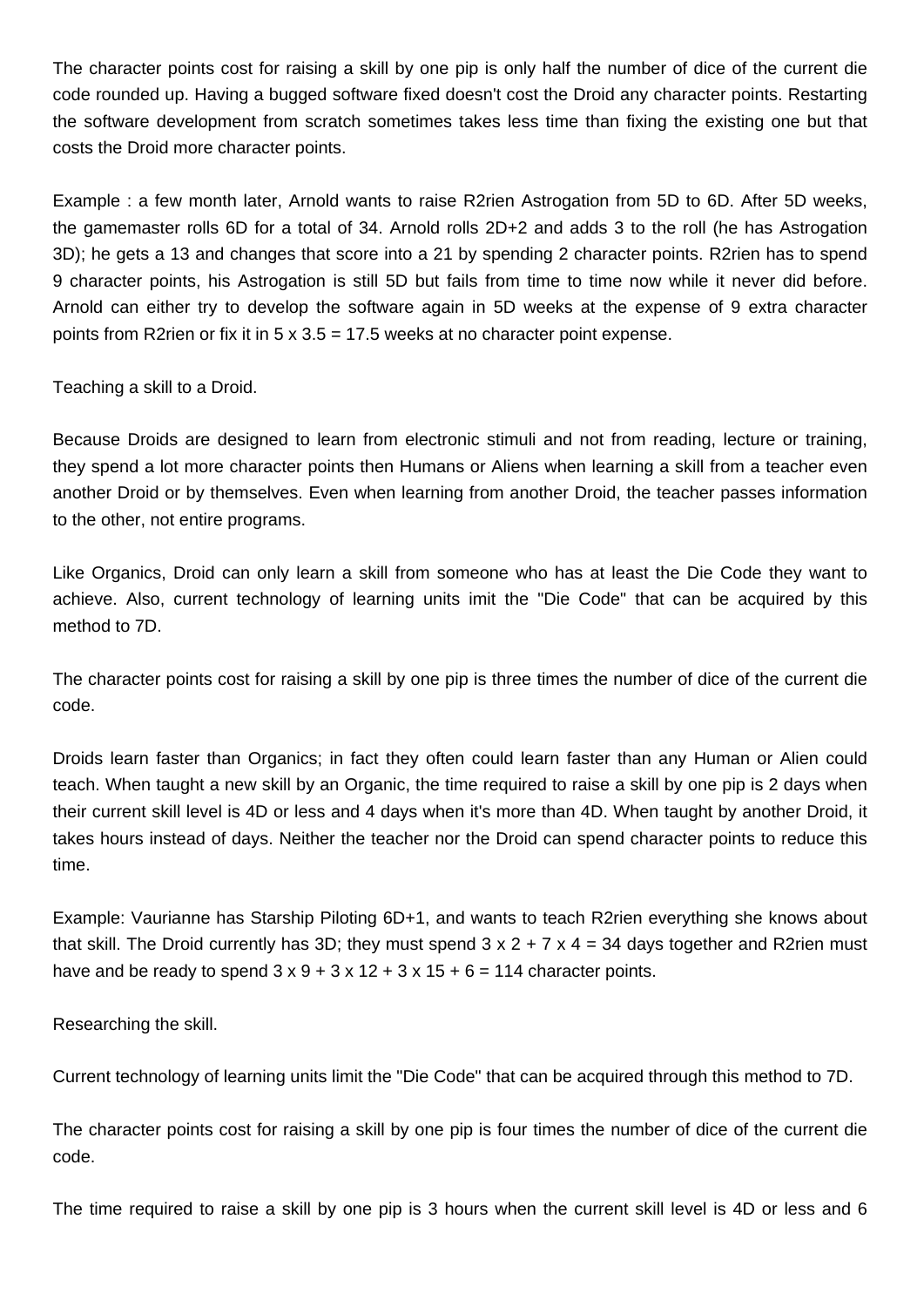The character points cost for raising a skill by one pip is only half the number of dice of the current die code rounded up. Having a bugged software fixed doesn't cost the Droid any character points. Restarting the software development from scratch sometimes takes less time than fixing the existing one but that costs the Droid more character points.

Example : a few month later, Arnold wants to raise R2rien Astrogation from 5D to 6D. After 5D weeks, the gamemaster rolls 6D for a total of 34. Arnold rolls 2D+2 and adds 3 to the roll (he has Astrogation 3D); he gets a 13 and changes that score into a 21 by spending 2 character points. R2rien has to spend 9 character points, his Astrogation is still 5D but fails from time to time now while it never did before. Arnold can either try to develop the software again in 5D weeks at the expense of 9 extra character points from R2rien or fix it in 5 x 3.5 = 17.5 weeks at no character point expense.

Teaching a skill to a Droid.

Because Droids are designed to learn from electronic stimuli and not from reading, lecture or training, they spend a lot more character points then Humans or Aliens when learning a skill from a teacher even another Droid or by themselves. Even when learning from another Droid, the teacher passes information to the other, not entire programs.

Like Organics, Droid can only learn a skill from someone who has at least the Die Code they want to achieve. Also, current technology of learning units imit the "Die Code" that can be acquired by this method to 7D.

The character points cost for raising a skill by one pip is three times the number of dice of the current die code.

Droids learn faster than Organics; in fact they often could learn faster than any Human or Alien could teach. When taught a new skill by an Organic, the time required to raise a skill by one pip is 2 days when their current skill level is 4D or less and 4 days when it's more than 4D. When taught by another Droid, it takes hours instead of days. Neither the teacher nor the Droid can spend character points to reduce this time.

Example: Vaurianne has Starship Piloting 6D+1, and wants to teach R2rien everything she knows about that skill. The Droid currently has 3D; they must spend 3 x 2 + 7 x 4 = 34 days together and R2rien must have and be ready to spend 3 x 9 + 3 x 12 + 3 x 15 + 6 = 114 character points.

Researching the skill.

Current technology of learning units limit the "Die Code" that can be acquired through this method to 7D.

The character points cost for raising a skill by one pip is four times the number of dice of the current die code.

The time required to raise a skill by one pip is 3 hours when the current skill level is 4D or less and 6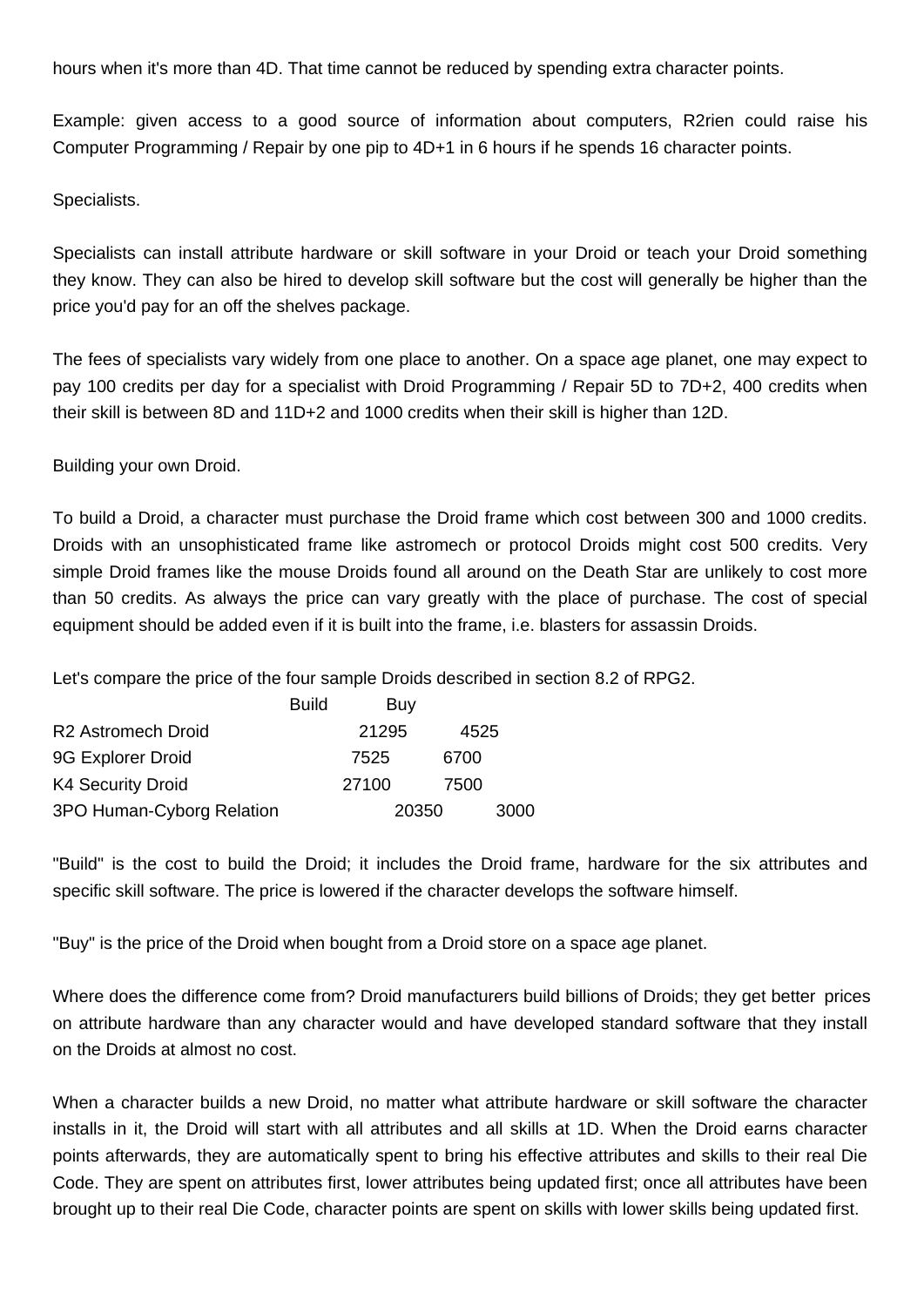hours when it's more than 4D. That time cannot be reduced by spending extra character points.

Example: given access to a good source of information about computers, R2rien could raise his Computer Programming / Repair by one pip to 4D+1 in 6 hours if he spends 16 character points.

Specialists.

Specialists can install attribute hardware or skill software in your Droid or teach your Droid something they know. They can also be hired to develop skill software but the cost will generally be higher than the price you'd pay for an off the shelves package.

The fees of specialists vary widely from one place to another. On a space age planet, one may expect to pay 100 credits per day for a specialist with Droid Programming / Repair 5D to 7D+2, 400 credits when their skill is between 8D and 11D+2 and 1000 credits when their skill is higher than 12D.

Building your own Droid.

To build a Droid, a character must purchase the Droid frame which cost between 300 and 1000 credits. Droids with an unsophisticated frame like astromech or protocol Droids might cost 500 credits. Very simple Droid frames like the mouse Droids found all around on the Death Star are unlikely to cost more than 50 credits. As always the price can vary greatly with the place of purchase. The cost of special equipment should be added even if it is built into the frame, i.e. blasters for assassin Droids.

Let's compare the price of the four sample Droids described in section 8.2 of RPG2.

| | Build | Buy |
|---|---|---|
| R2 Astromech Droid | 21295 | 4525 |
| 9G Explorer Droid | 7525 | 6700 |
| K4 Security Droid | 27100 | 7500 |
| 3PO Human-Cyborg Relation | 20350 | 3000 |

"Build" is the cost to build the Droid; it includes the Droid frame, hardware for the six attributes and specific skill software. The price is lowered if the character develops the software himself.

"Buy" is the price of the Droid when bought from a Droid store on a space age planet.

Where does the difference come from? Droid manufacturers build billions of Droids; they get better prices on attribute hardware than any character would and have developed standard software that they install on the Droids at almost no cost.

When a character builds a new Droid, no matter what attribute hardware or skill software the character installs in it, the Droid will start with all attributes and all skills at 1D. When the Droid earns character points afterwards, they are automatically spent to bring his effective attributes and skills to their real Die Code. They are spent on attributes first, lower attributes being updated first; once all attributes have been brought up to their real Die Code, character points are spent on skills with lower skills being updated first.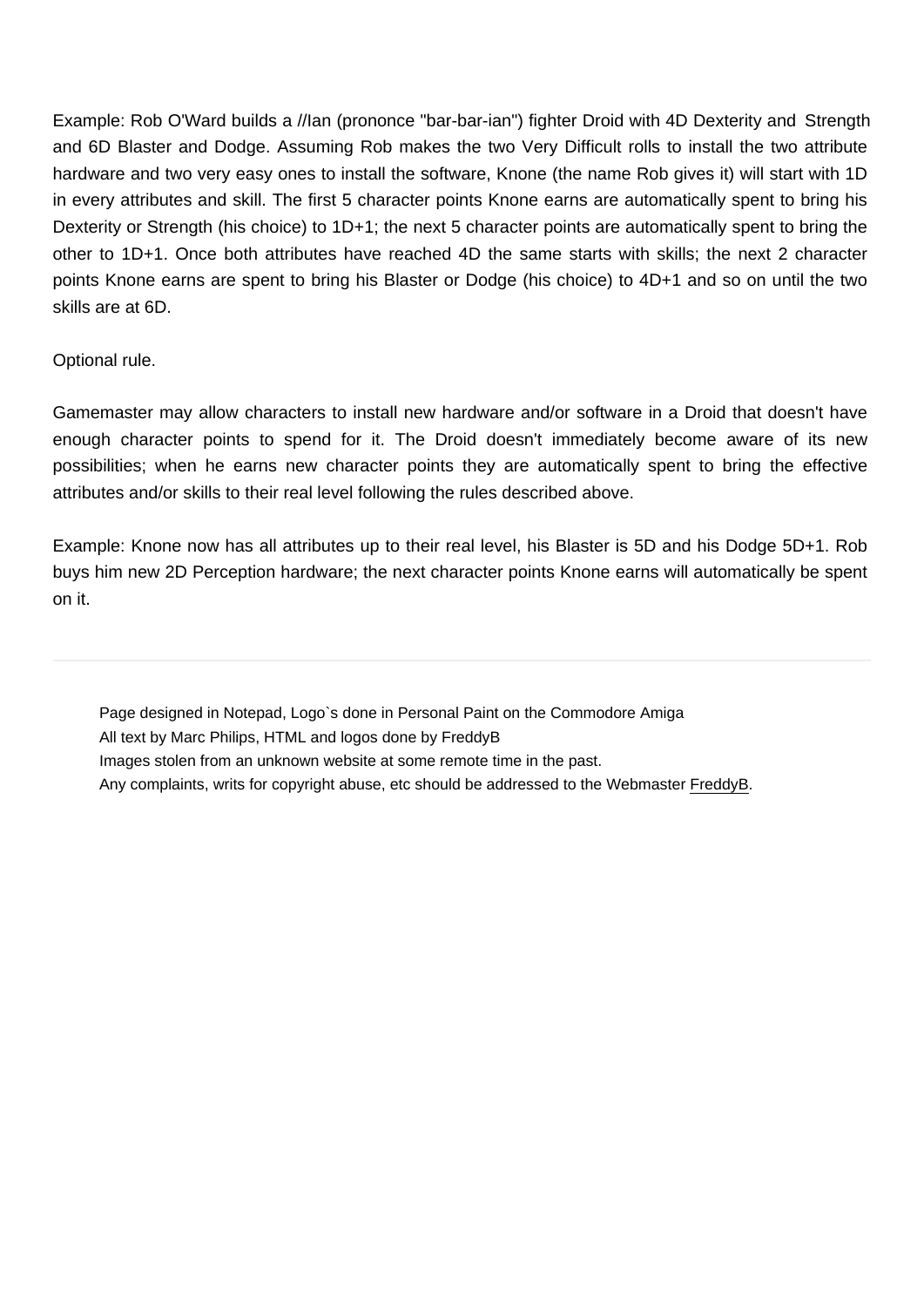Example: Rob O'Ward builds a //Ian (prononce "bar-bar-ian") fighter Droid with 4D Dexterity and Strength and 6D Blaster and Dodge. Assuming Rob makes the two Very Difficult rolls to install the two attribute hardware and two very easy ones to install the software, Knone (the name Rob gives it) will start with 1D in every attributes and skill. The first 5 character points Knone earns are automatically spent to bring his Dexterity or Strength (his choice) to 1D+1; the next 5 character points are automatically spent to bring the other to 1D+1. Once both attributes have reached 4D the same starts with skills; the next 2 character points Knone earns are spent to bring his Blaster or Dodge (his choice) to 4D+1 and so on until the two skills are at 6D.

Optional rule.

Gamemaster may allow characters to install new hardware and/or software in a Droid that doesn't have enough character points to spend for it. The Droid doesn't immediately become aware of its new possibilities; when he earns new character points they are automatically spent to bring the effective attributes and/or skills to their real level following the rules described above.

Example: Knone now has all attributes up to their real level, his Blaster is 5D and his Dodge 5D+1. Rob buys him new 2D Perception hardware; the next character points Knone earns will automatically be spent on it.

---

Page designed in Notepad, Logo`s done in Personal Paint on the Commodore Amiga
All text by Marc Philips, HTML and logos done by FreddyB
Images stolen from an unknown website at some remote time in the past.
Any complaints, writs for copyright abuse, etc should be addressed to the Webmaster FreddyB.